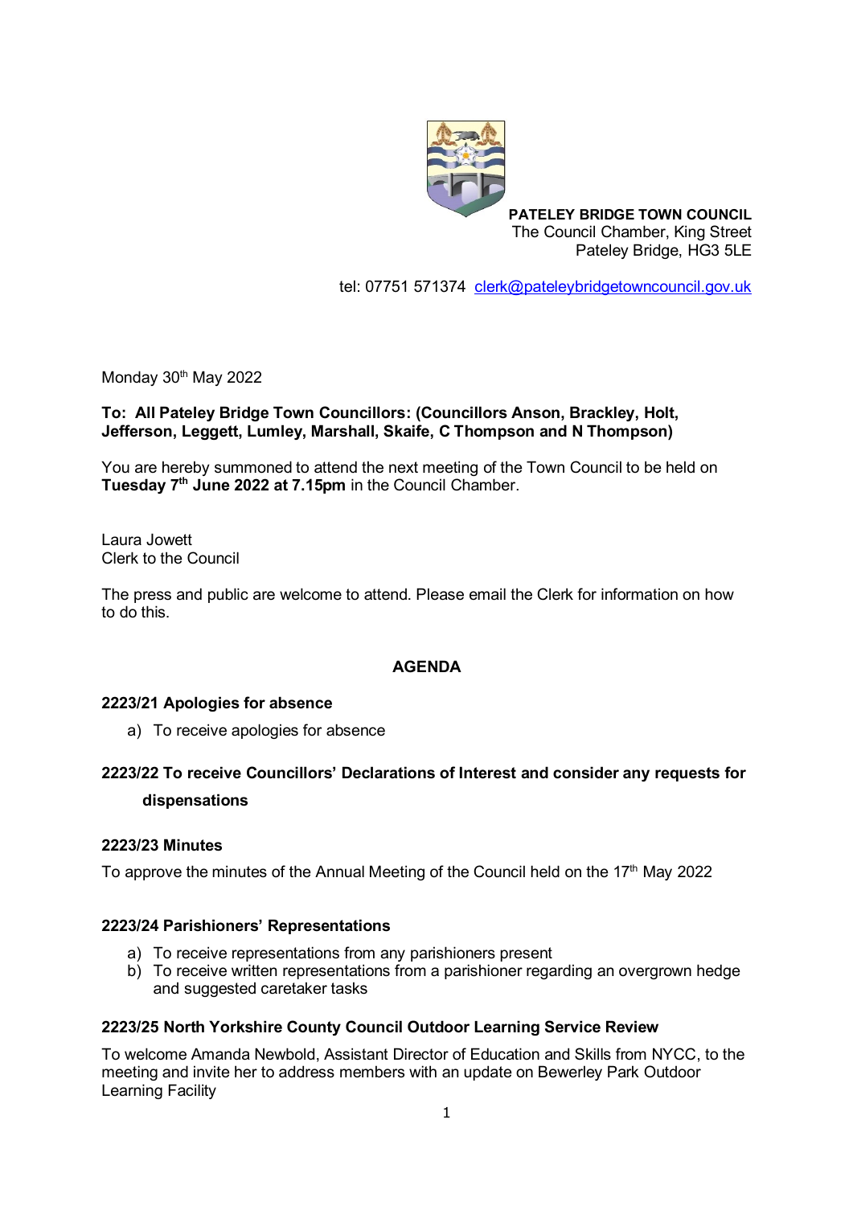**PATELEY BRIDGE TOWN COUNCIL**
The Council Chamber, King Street
Pateley Bridge, HG3 5LE

tel: 07751 571374 clerk@pateleybridgetowncouncil.gov.uk

Monday 30th May 2022

**To: All Pateley Bridge Town Councillors: (Councillors Anson, Brackley, Holt, Jefferson, Leggett, Lumley, Marshall, Skaife, C Thompson and N Thompson)**

You are hereby summoned to attend the next meeting of the Town Council to be held on **Tuesday 7th June 2022 at 7.15pm** in the Council Chamber.

Laura Jowett
Clerk to the Council

The press and public are welcome to attend. Please email the Clerk for information on how to do this.

## AGENDA

### 2223/21 Apologies for absence

a) To receive apologies for absence

### 2223/22 To receive Councillors' Declarations of Interest and consider any requests for dispensations

### 2223/23 Minutes

To approve the minutes of the Annual Meeting of the Council held on the 17th May 2022

### 2223/24 Parishioners' Representations

a) To receive representations from any parishioners present
b) To receive written representations from a parishioner regarding an overgrown hedge and suggested caretaker tasks

### 2223/25 North Yorkshire County Council Outdoor Learning Service Review

To welcome Amanda Newbold, Assistant Director of Education and Skills from NYCC, to the meeting and invite her to address members with an update on Bewerley Park Outdoor Learning Facility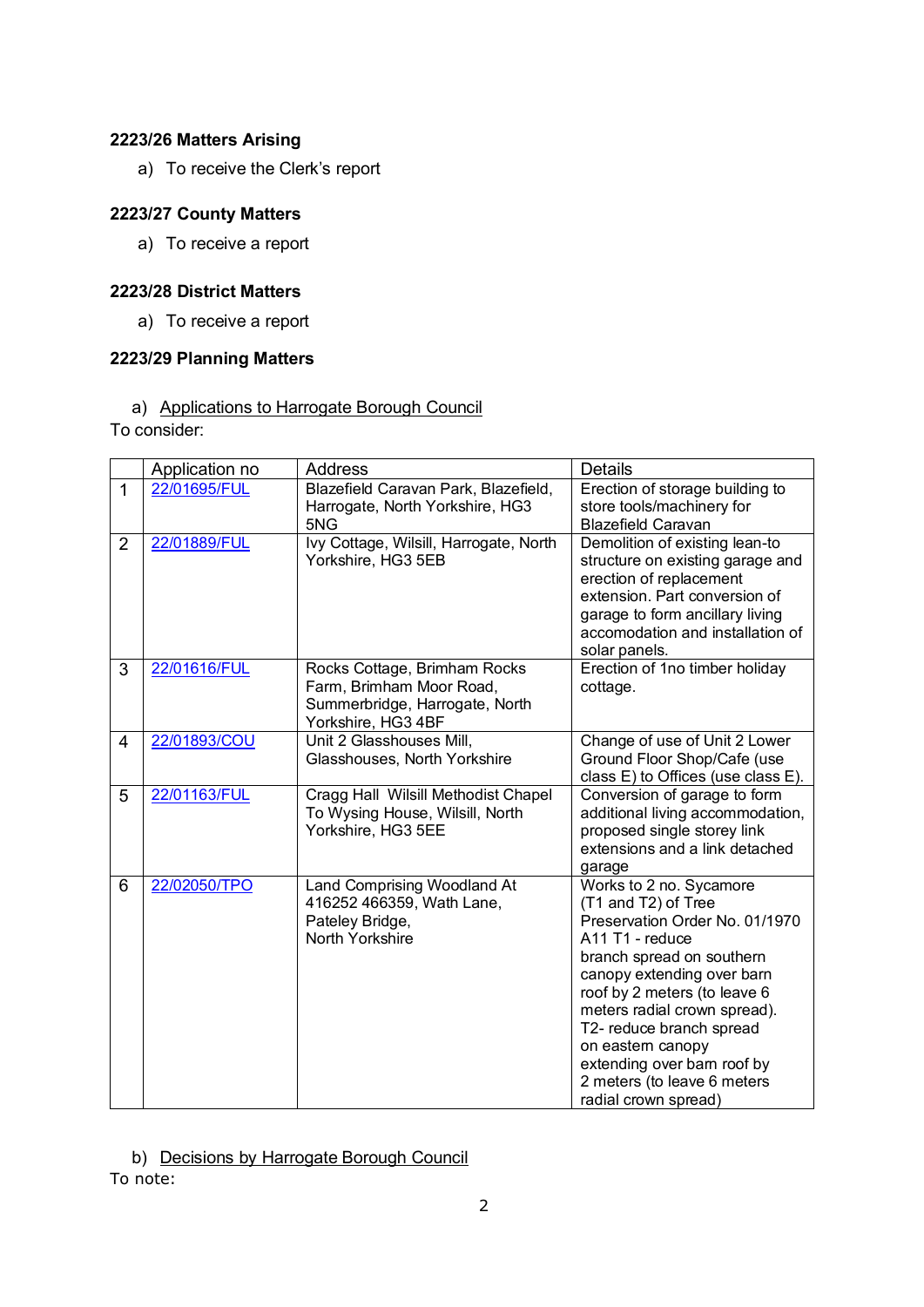### 2223/26 Matters Arising

a) To receive the Clerk's report

### 2223/27 County Matters

a) To receive a report

### 2223/28 District Matters

a) To receive a report

### 2223/29 Planning Matters

a) Applications to Harrogate Borough Council

To consider:

| | Application no | Address | Details |
|---|---|---|---|
| 1 | 22/01695/FUL | Blazefield Caravan Park, Blazefield, Harrogate, North Yorkshire, HG3 5NG | Erection of storage building to store tools/machinery for Blazefield Caravan |
| 2 | 22/01889/FUL | Ivy Cottage, Wilsill, Harrogate, North Yorkshire, HG3 5EB | Demolition of existing lean-to structure on existing garage and erection of replacement extension. Part conversion of garage to form ancillary living accomodation and installation of solar panels. |
| 3 | 22/01616/FUL | Rocks Cottage, Brimham Rocks Farm, Brimham Moor Road, Summerbridge, Harrogate, North Yorkshire, HG3 4BF | Erection of 1no timber holiday cottage. |
| 4 | 22/01893/COU | Unit 2 Glasshouses Mill, Glasshouses, North Yorkshire | Change of use of Unit 2 Lower Ground Floor Shop/Cafe (use class E) to Offices (use class E). |
| 5 | 22/01163/FUL | Cragg Hall Wilsill Methodist Chapel To Wysing House, Wilsill, North Yorkshire, HG3 5EE | Conversion of garage to form additional living accommodation, proposed single storey link extensions and a link detached garage |
| 6 | 22/02050/TPO | Land Comprising Woodland At 416252 466359, Wath Lane, Pateley Bridge, North Yorkshire | Works to 2 no. Sycamore (T1 and T2) of Tree Preservation Order No. 01/1970 A11 T1 - reduce branch spread on southern canopy extending over barn roof by 2 meters (to leave 6 meters radial crown spread). T2- reduce branch spread on eastern canopy extending over barn roof by 2 meters (to leave 6 meters radial crown spread) |

b) Decisions by Harrogate Borough Council

To note: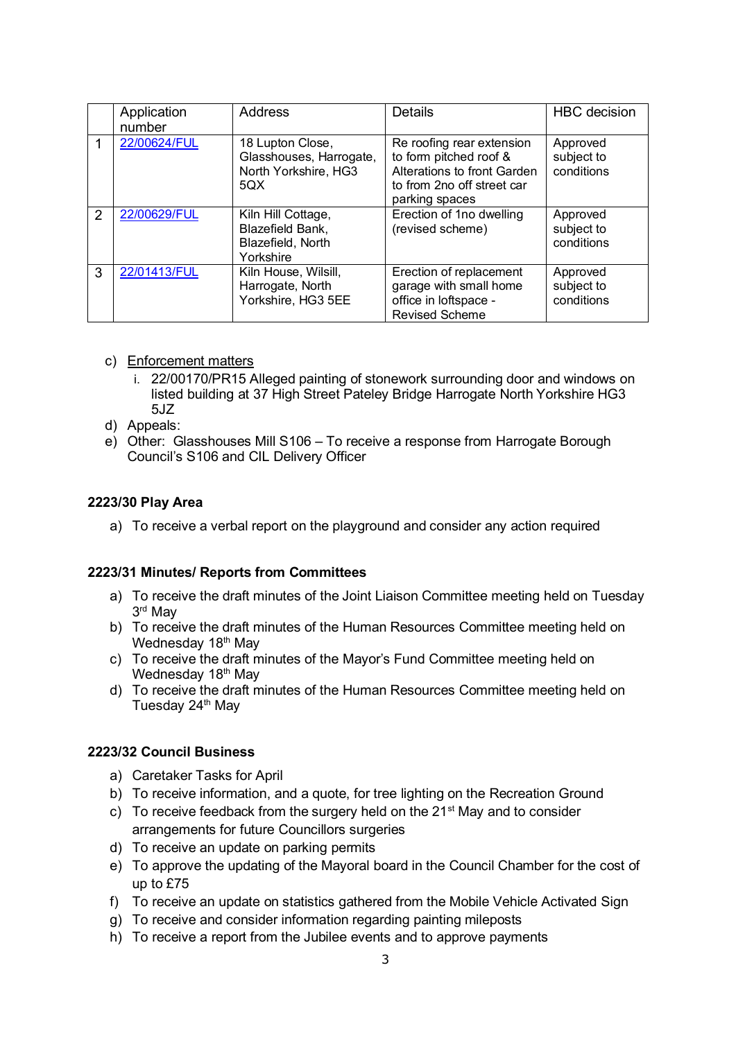| | Application number | Address | Details | HBC decision |
|---|---|---|---|---|
| 1 | [22/00624/FUL]() | 18 Lupton Close, Glasshouses, Harrogate, North Yorkshire, HG3 5QX | Re roofing rear extension to form pitched roof & Alterations to front Garden to from 2no off street car parking spaces | Approved subject to conditions |
| 2 | [22/00629/FUL]() | Kiln Hill Cottage, Blazefield Bank, Blazefield, North Yorkshire | Erection of 1no dwelling (revised scheme) | Approved subject to conditions |
| 3 | [22/01413/FUL]() | Kiln House, Wilsill, Harrogate, North Yorkshire, HG3 5EE | Erection of replacement garage with small home office in loftspace - Revised Scheme | Approved subject to conditions |

c) Enforcement matters
   i. 22/00170/PR15 Alleged painting of stonework surrounding door and windows on listed building at 37 High Street Pateley Bridge Harrogate North Yorkshire HG3 5JZ

d) Appeals:

e) Other: Glasshouses Mill S106 – To receive a response from Harrogate Borough Council's S106 and CIL Delivery Officer

**2223/30 Play Area**

a) To receive a verbal report on the playground and consider any action required

**2223/31 Minutes/ Reports from Committees**

a) To receive the draft minutes of the Joint Liaison Committee meeting held on Tuesday 3rd May
b) To receive the draft minutes of the Human Resources Committee meeting held on Wednesday 18th May
c) To receive the draft minutes of the Mayor's Fund Committee meeting held on Wednesday 18th May
d) To receive the draft minutes of the Human Resources Committee meeting held on Tuesday 24th May

**2223/32 Council Business**

a) Caretaker Tasks for April
b) To receive information, and a quote, for tree lighting on the Recreation Ground
c) To receive feedback from the surgery held on the 21st May and to consider arrangements for future Councillors surgeries
d) To receive an update on parking permits
e) To approve the updating of the Mayoral board in the Council Chamber for the cost of up to £75
f) To receive an update on statistics gathered from the Mobile Vehicle Activated Sign
g) To receive and consider information regarding painting mileposts
h) To receive a report from the Jubilee events and to approve payments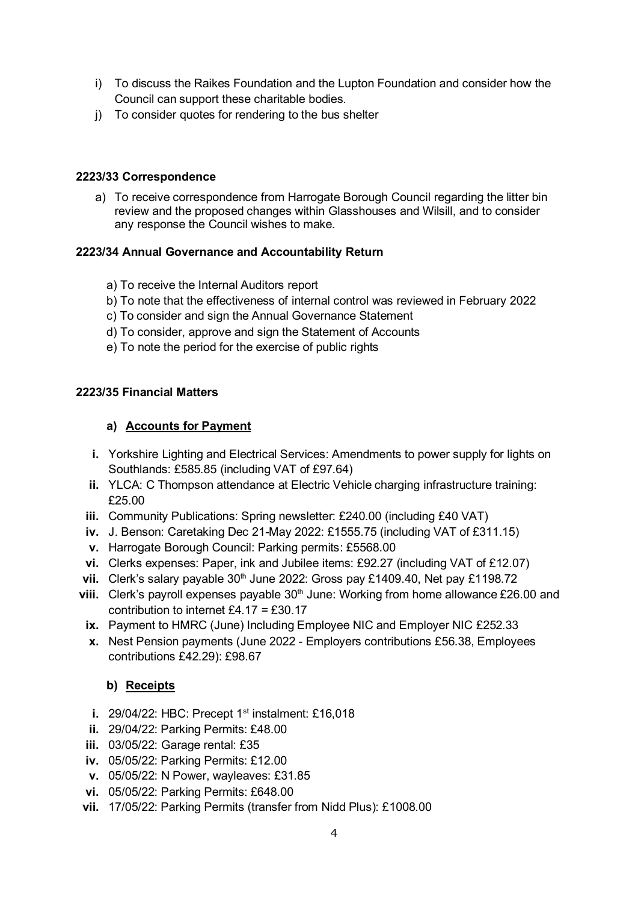i) To discuss the Raikes Foundation and the Lupton Foundation and consider how the Council can support these charitable bodies.
j) To consider quotes for rendering to the bus shelter

**2223/33 Correspondence**

a) To receive correspondence from Harrogate Borough Council regarding the litter bin review and the proposed changes within Glasshouses and Wilsill, and to consider any response the Council wishes to make.

**2223/34 Annual Governance and Accountability Return**

a) To receive the Internal Auditors report
b) To note that the effectiveness of internal control was reviewed in February 2022
c) To consider and sign the Annual Governance Statement
d) To consider, approve and sign the Statement of Accounts
e) To note the period for the exercise of public rights

**2223/35 Financial Matters**

**a) Accounts for Payment**

- **i.** Yorkshire Lighting and Electrical Services: Amendments to power supply for lights on Southlands: £585.85 (including VAT of £97.64)
- **ii.** YLCA: C Thompson attendance at Electric Vehicle charging infrastructure training: £25.00
- **iii.** Community Publications: Spring newsletter: £240.00 (including £40 VAT)
- **iv.** J. Benson: Caretaking Dec 21-May 2022: £1555.75 (including VAT of £311.15)
- **v.** Harrogate Borough Council: Parking permits: £5568.00
- **vi.** Clerks expenses: Paper, ink and Jubilee items: £92.27 (including VAT of £12.07)
- **vii.** Clerk's salary payable 30th June 2022: Gross pay £1409.40, Net pay £1198.72
- **viii.** Clerk's payroll expenses payable 30th June: Working from home allowance £26.00 and contribution to internet £4.17 = £30.17
- **ix.** Payment to HMRC (June) Including Employee NIC and Employer NIC £252.33
- **x.** Nest Pension payments (June 2022 - Employers contributions £56.38, Employees contributions £42.29): £98.67

**b) Receipts**

- **i.** 29/04/22: HBC: Precept 1st instalment: £16,018
- **ii.** 29/04/22: Parking Permits: £48.00
- **iii.** 03/05/22: Garage rental: £35
- **iv.** 05/05/22: Parking Permits: £12.00
- **v.** 05/05/22: N Power, wayleaves: £31.85
- **vi.** 05/05/22: Parking Permits: £648.00
- **vii.** 17/05/22: Parking Permits (transfer from Nidd Plus): £1008.00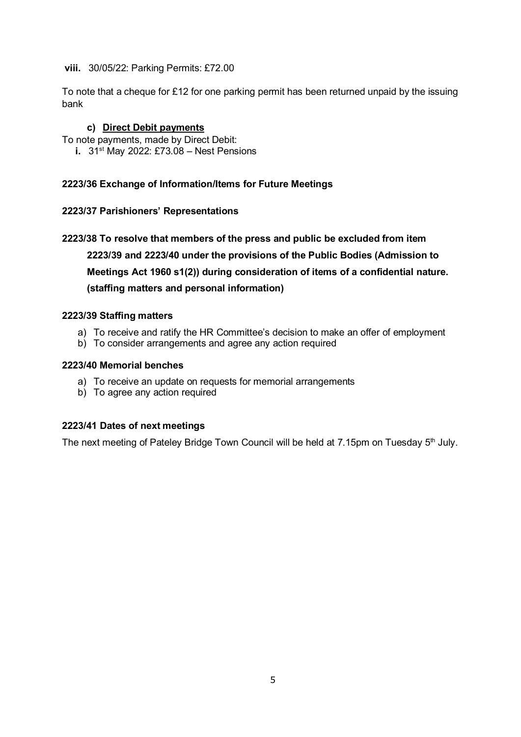**viii.** 30/05/22: Parking Permits: £72.00

To note that a cheque for £12 for one parking permit has been returned unpaid by the issuing bank

**c) Direct Debit payments**

To note payments, made by Direct Debit:

**i.** 31st May 2022: £73.08 – Nest Pensions

**2223/36 Exchange of Information/Items for Future Meetings**

**2223/37 Parishioners' Representations**

**2223/38 To resolve that members of the press and public be excluded from item 2223/39 and 2223/40 under the provisions of the Public Bodies (Admission to Meetings Act 1960 s1(2)) during consideration of items of a confidential nature. (staffing matters and personal information)**

**2223/39 Staffing matters**

a) To receive and ratify the HR Committee's decision to make an offer of employment
b) To consider arrangements and agree any action required

**2223/40 Memorial benches**

a) To receive an update on requests for memorial arrangements
b) To agree any action required

**2223/41 Dates of next meetings**

The next meeting of Pateley Bridge Town Council will be held at 7.15pm on Tuesday 5th July.